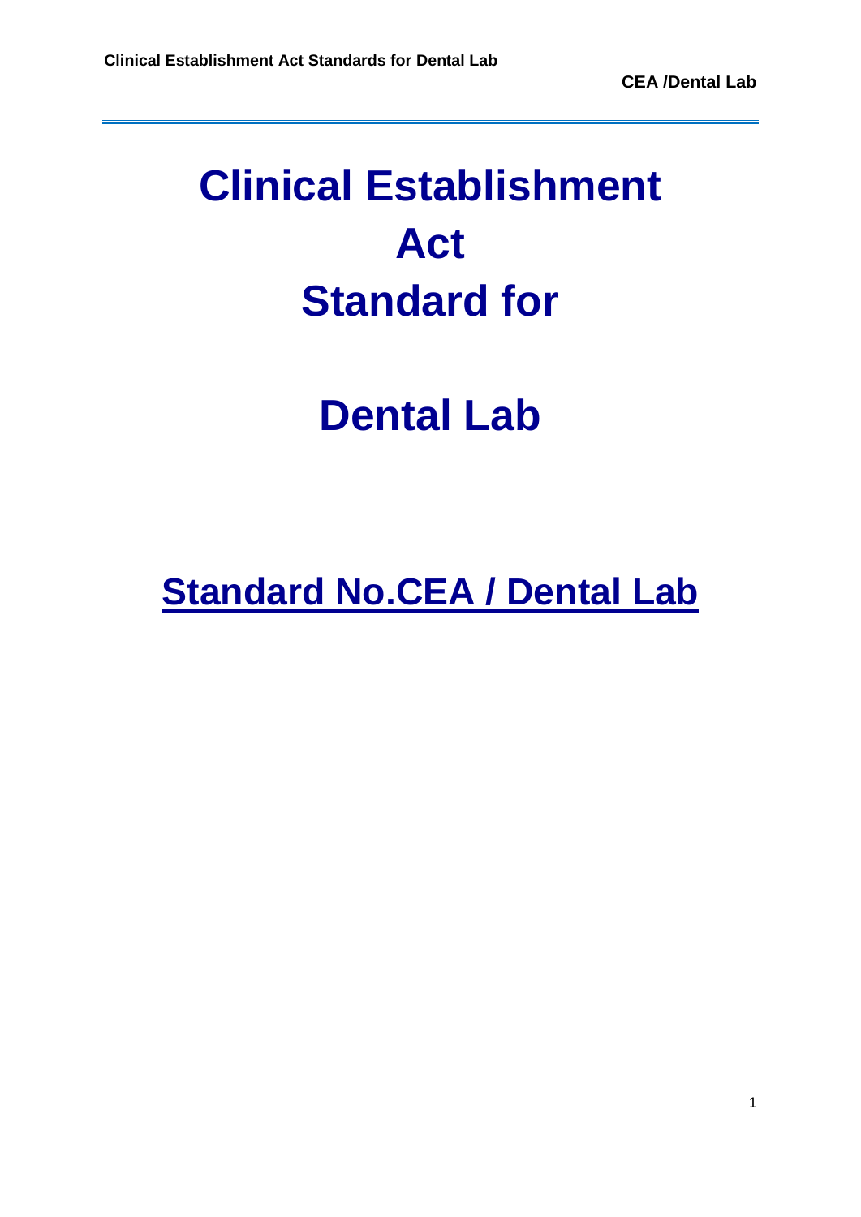# Clinical Establishment Act Standard for

# Dental Lab

## Standard No.CEA / Dental Lab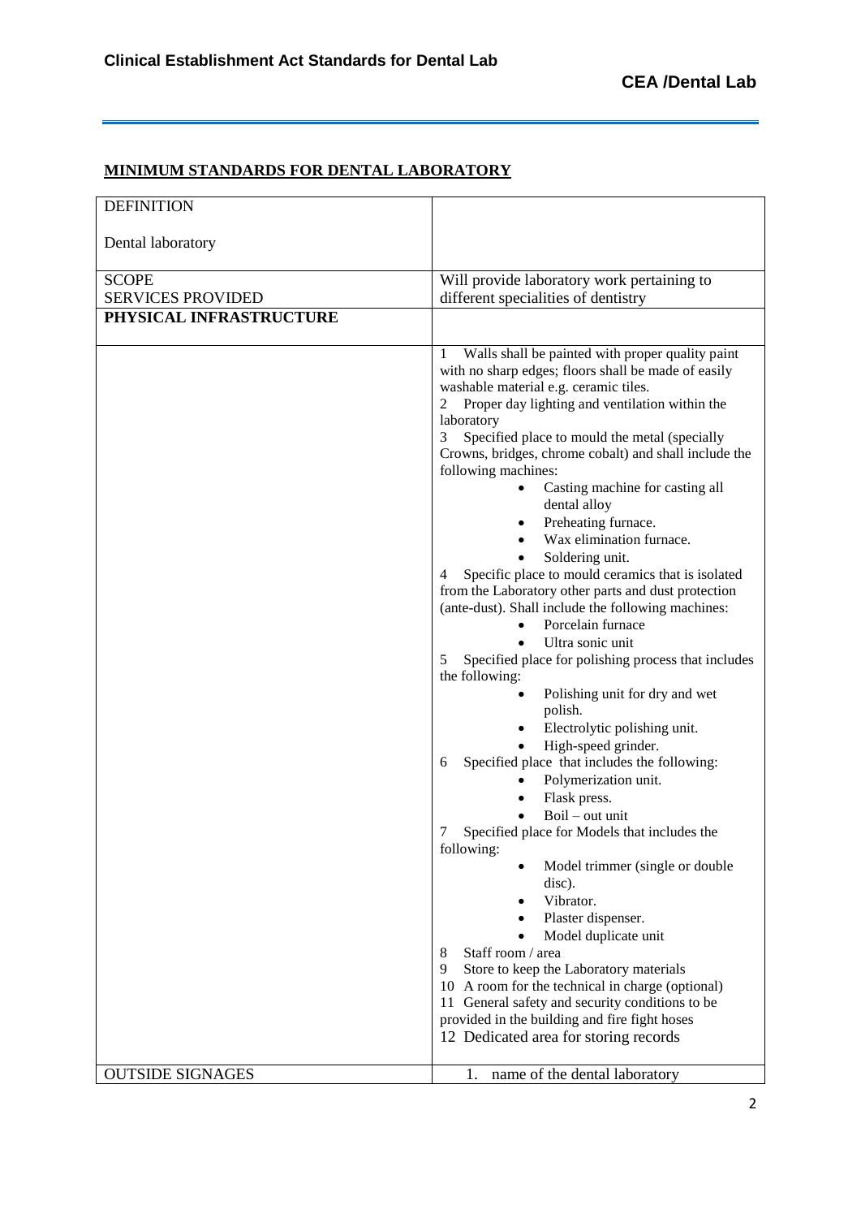## MINIMUM STANDARDS FOR DENTAL LABORATORY

| DEFINITION<br><br>Dental laboratory | |
|---|---|
| SCOPE<br>SERVICES PROVIDED | Will provide laboratory work pertaining to different specialities of dentistry |
| **PHYSICAL INFRASTRUCTURE** | |
| | 1 Walls shall be painted with proper quality paint with no sharp edges; floors shall be made of easily washable material e.g. ceramic tiles.<br>2 Proper day lighting and ventilation within the laboratory<br>3 Specified place to mould the metal (specially Crowns, bridges, chrome cobalt) and shall include the following machines:<br>• Casting machine for casting all dental alloy<br>• Preheating furnace.<br>• Wax elimination furnace.<br>• Soldering unit.<br>4 Specific place to mould ceramics that is isolated from the Laboratory other parts and dust protection (ante-dust). Shall include the following machines:<br>• Porcelain furnace<br>• Ultra sonic unit<br>5 Specified place for polishing process that includes the following:<br>• Polishing unit for dry and wet polish.<br>• Electrolytic polishing unit.<br>• High-speed grinder.<br>6 Specified place that includes the following:<br>• Polymerization unit.<br>• Flask press.<br>• Boil – out unit<br>7 Specified place for Models that includes the following:<br>• Model trimmer (single or double disc).<br>• Vibrator.<br>• Plaster dispenser.<br>• Model duplicate unit<br>8 Staff room / area<br>9 Store to keep the Laboratory materials<br>10 A room for the technical in charge (optional)<br>11 General safety and security conditions to be provided in the building and fire fight hoses<br>12 Dedicated area for storing records |
| OUTSIDE SIGNAGES | 1. name of the dental laboratory |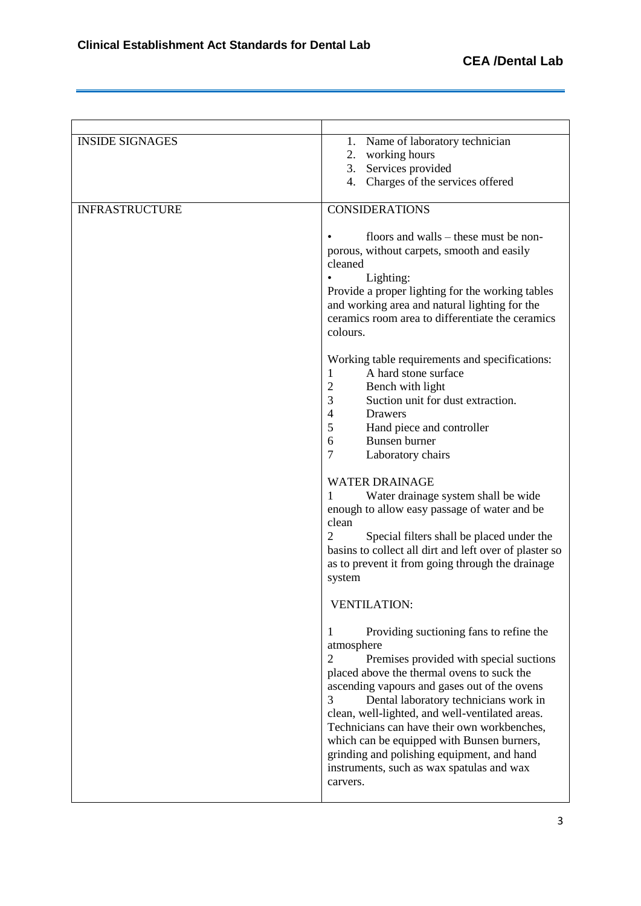| | |
|---|---|
| INSIDE SIGNAGES | 1. Name of laboratory technician<br>2. working hours<br>3. Services provided<br>4. Charges of the services offered |
| INFRASTRUCTURE | CONSIDERATIONS<br><br>• floors and walls – these must be non-porous, without carpets, smooth and easily cleaned<br>• Lighting:<br>Provide a proper lighting for the working tables and working area and natural lighting for the ceramics room area to differentiate the ceramics colours.<br><br>Working table requirements and specifications:<br>1 A hard stone surface<br>2 Bench with light<br>3 Suction unit for dust extraction.<br>4 Drawers<br>5 Hand piece and controller<br>6 Bunsen burner<br>7 Laboratory chairs<br><br>WATER DRAINAGE<br>1 Water drainage system shall be wide enough to allow easy passage of water and be clean<br>2 Special filters shall be placed under the basins to collect all dirt and left over of plaster so as to prevent it from going through the drainage system<br><br>VENTILATION:<br><br>1 Providing suctioning fans to refine the atmosphere<br>2 Premises provided with special suctions placed above the thermal ovens to suck the ascending vapours and gases out of the ovens<br>3 Dental laboratory technicians work in clean, well-lighted, and well-ventilated areas. Technicians can have their own workbenches, which can be equipped with Bunsen burners, grinding and polishing equipment, and hand instruments, such as wax spatulas and wax carvers. |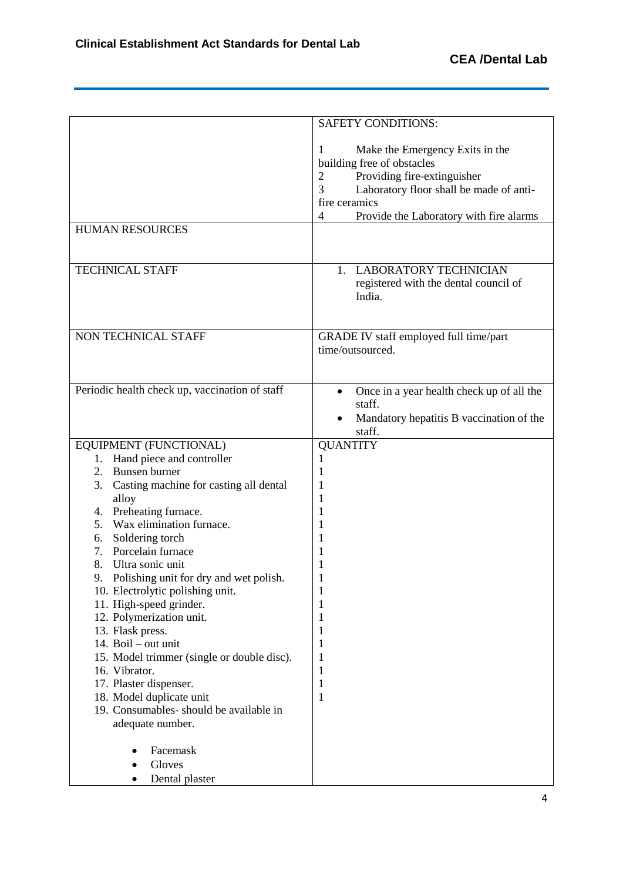| | |
|---|---|
| | SAFETY CONDITIONS:<br><br>1 Make the Emergency Exits in the building free of obstacles<br>2 Providing fire-extinguisher<br>3 Laboratory floor shall be made of anti-fire ceramics<br>4 Provide the Laboratory with fire alarms |
| HUMAN RESOURCES | |
| TECHNICAL STAFF | 1. LABORATORY TECHNICIAN registered with the dental council of India. |
| NON TECHNICAL STAFF | GRADE IV staff employed full time/part time/outsourced. |
| Periodic health check up, vaccination of staff | • Once in a year health check up of all the staff.<br>• Mandatory hepatitis B vaccination of the staff. |
| EQUIPMENT (FUNCTIONAL) | QUANTITY |
| 1. Hand piece and controller | 1 |
| 2. Bunsen burner | 1 |
| 3. Casting machine for casting all dental alloy | 1 |
| | 1 |
| 4. Preheating furnace. | 1 |
| 5. Wax elimination furnace. | 1 |
| 6. Soldering torch | 1 |
| 7. Porcelain furnace | 1 |
| 8. Ultra sonic unit | 1 |
| 9. Polishing unit for dry and wet polish. | 1 |
| 10. Electrolytic polishing unit. | 1 |
| 11. High-speed grinder. | 1 |
| 12. Polymerization unit. | 1 |
| 13. Flask press. | 1 |
| 14. Boil – out unit | 1 |
| 15. Model trimmer (single or double disc). | 1 |
| 16. Vibrator. | 1 |
| 17. Plaster dispenser. | 1 |
| 18. Model duplicate unit | 1 |
| 19. Consumables- should be available in adequate number.<br><br>• Facemask<br>• Gloves<br>• Dental plaster | |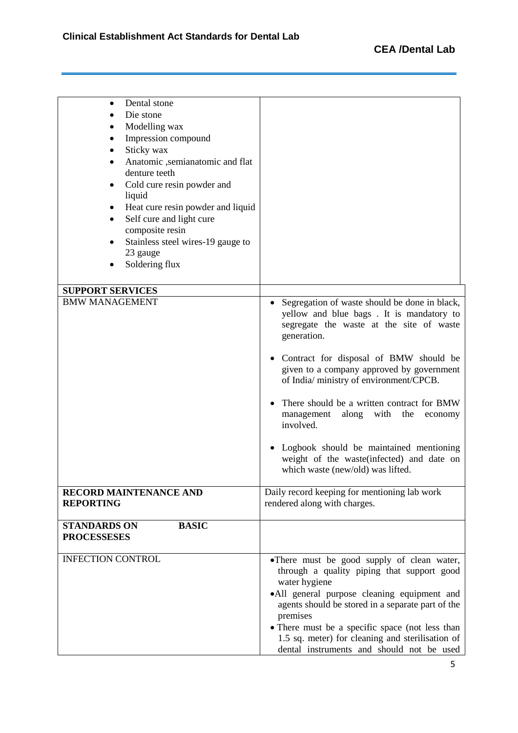| | |
|---|---|
| • Dental stone<br>• Die stone<br>• Modelling wax<br>• Impression compound<br>• Sticky wax<br>• Anatomic ,semianatomic and flat denture teeth<br>• Cold cure resin powder and liquid<br>• Heat cure resin powder and liquid<br>• Self cure and light cure composite resin<br>• Stainless steel wires-19 gauge to 23 gauge<br>• Soldering flux | |
| **SUPPORT SERVICES** | |
| BMW MANAGEMENT | • Segregation of waste should be done in black, yellow and blue bags . It is mandatory to segregate the waste at the site of waste generation.<br><br>• Contract for disposal of BMW should be given to a company approved by government of India/ ministry of environment/CPCB.<br><br>• There should be a written contract for BMW management along with the economy involved.<br><br>• Logbook should be maintained mentioning weight of the waste(infected) and date on which waste (new/old) was lifted. |
| **RECORD MAINTENANCE AND REPORTING** | Daily record keeping for mentioning lab work rendered along with charges. |
| **STANDARDS ON BASIC PROCESSESES** | |
| INFECTION CONTROL | •There must be good supply of clean water, through a quality piping that support good water hygiene<br>•All general purpose cleaning equipment and agents should be stored in a separate part of the premises<br>• There must be a specific space (not less than 1.5 sq. meter) for cleaning and sterilisation of dental instruments and should not be used |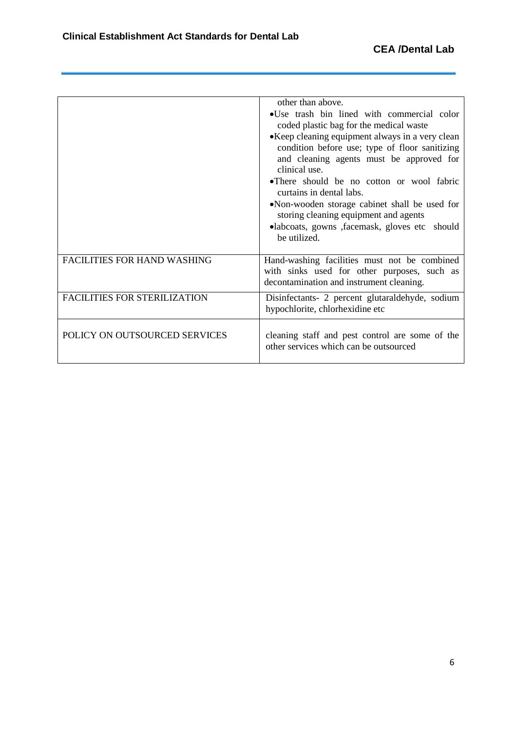| | |
|---|---|
| | other than above.<br>• Use trash bin lined with commercial color coded plastic bag for the medical waste<br>• Keep cleaning equipment always in a very clean condition before use; type of floor sanitizing and cleaning agents must be approved for clinical use.<br>• There should be no cotton or wool fabric curtains in dental labs.<br>• Non-wooden storage cabinet shall be used for storing cleaning equipment and agents<br>• labcoats, gowns ,facemask, gloves etc should be utilized. |
| FACILITIES FOR HAND WASHING | Hand-washing facilities must not be combined with sinks used for other purposes, such as decontamination and instrument cleaning. |
| FACILITIES FOR STERILIZATION | Disinfectants- 2 percent glutaraldehyde, sodium hypochlorite, chlorhexidine etc |
| POLICY ON OUTSOURCED SERVICES | cleaning staff and pest control are some of the other services which can be outsourced |